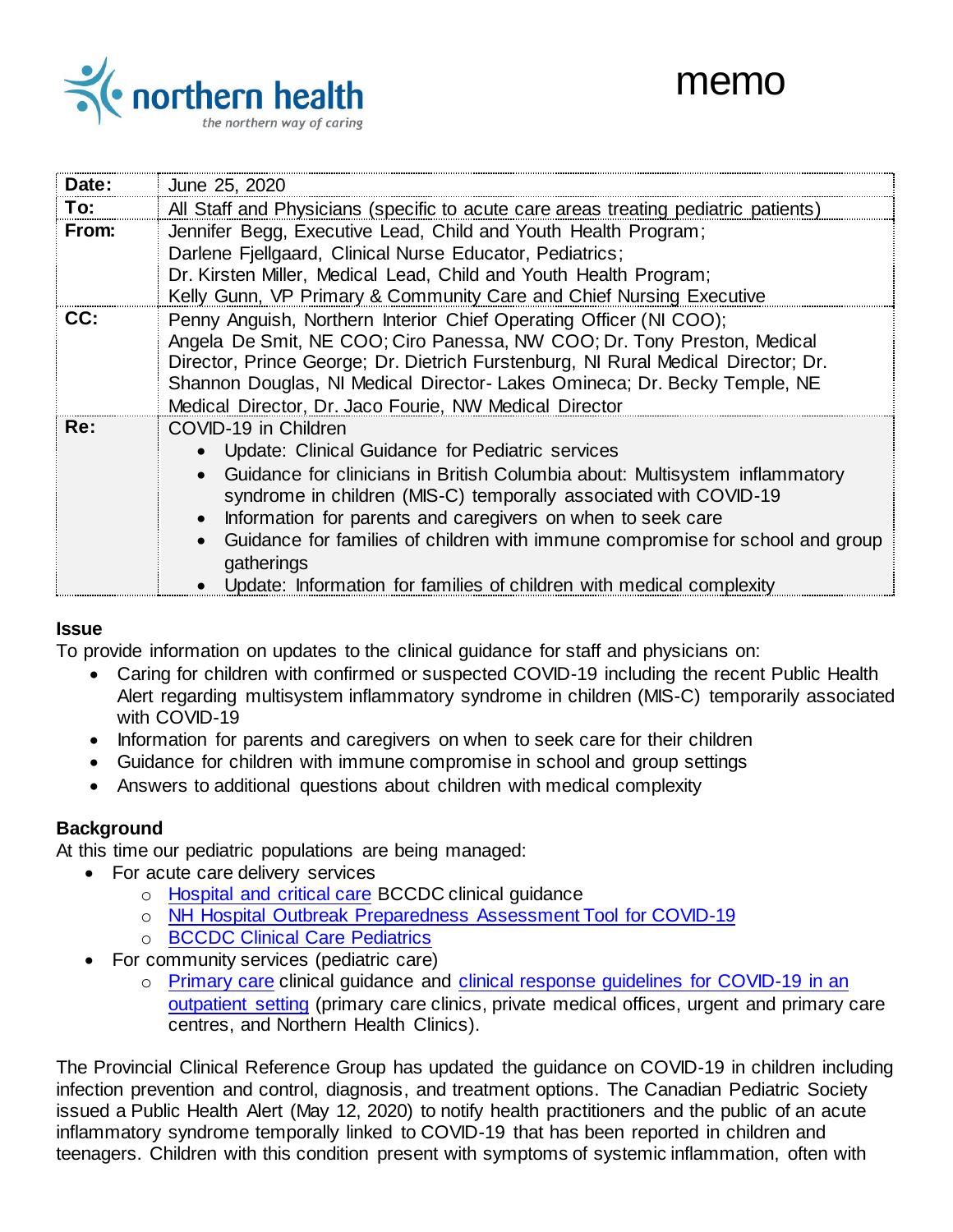northern health
*the northern way of caring*

# memo

| | |
|---|---|
| **Date:** | June 25, 2020 |
| **To:** | All Staff and Physicians (specific to acute care areas treating pediatric patients) |
| **From:** | Jennifer Begg, Executive Lead, Child and Youth Health Program; Darlene Fjellgaard, Clinical Nurse Educator, Pediatrics; Dr. Kirsten Miller, Medical Lead, Child and Youth Health Program; Kelly Gunn, VP Primary & Community Care and Chief Nursing Executive |
| **CC:** | Penny Anguish, Northern Interior Chief Operating Officer (NI COO); Angela De Smit, NE COO; Ciro Panessa, NW COO; Dr. Tony Preston, Medical Director, Prince George; Dr. Dietrich Furstenburg, NI Rural Medical Director; Dr. Shannon Douglas, NI Medical Director- Lakes Omineca; Dr. Becky Temple, NE Medical Director, Dr. Jaco Fourie, NW Medical Director |
| **Re:** | COVID-19 in Children<br>• Update: Clinical Guidance for Pediatric services<br>• Guidance for clinicians in British Columbia about: Multisystem inflammatory syndrome in children (MIS-C) temporally associated with COVID-19<br>• Information for parents and caregivers on when to seek care<br>• Guidance for families of children with immune compromise for school and group gatherings<br>• Update: Information for families of children with medical complexity |

**Issue**

To provide information on updates to the clinical guidance for staff and physicians on:

- Caring for children with confirmed or suspected COVID-19 including the recent Public Health Alert regarding multisystem inflammatory syndrome in children (MIS-C) temporarily associated with COVID-19
- Information for parents and caregivers on when to seek care for their children
- Guidance for children with immune compromise in school and group settings
- Answers to additional questions about children with medical complexity

**Background**

At this time our pediatric populations are being managed:

- For acute care delivery services
  - Hospital and critical care BCCDC clinical guidance
  - NH Hospital Outbreak Preparedness Assessment Tool for COVID-19
  - BCCDC Clinical Care Pediatrics
- For community services (pediatric care)
  - Primary care clinical guidance and clinical response guidelines for COVID-19 in an outpatient setting (primary care clinics, private medical offices, urgent and primary care centres, and Northern Health Clinics).

The Provincial Clinical Reference Group has updated the guidance on COVID-19 in children including infection prevention and control, diagnosis, and treatment options. The Canadian Pediatric Society issued a Public Health Alert (May 12, 2020) to notify health practitioners and the public of an acute inflammatory syndrome temporally linked to COVID-19 that has been reported in children and teenagers. Children with this condition present with symptoms of systemic inflammation, often with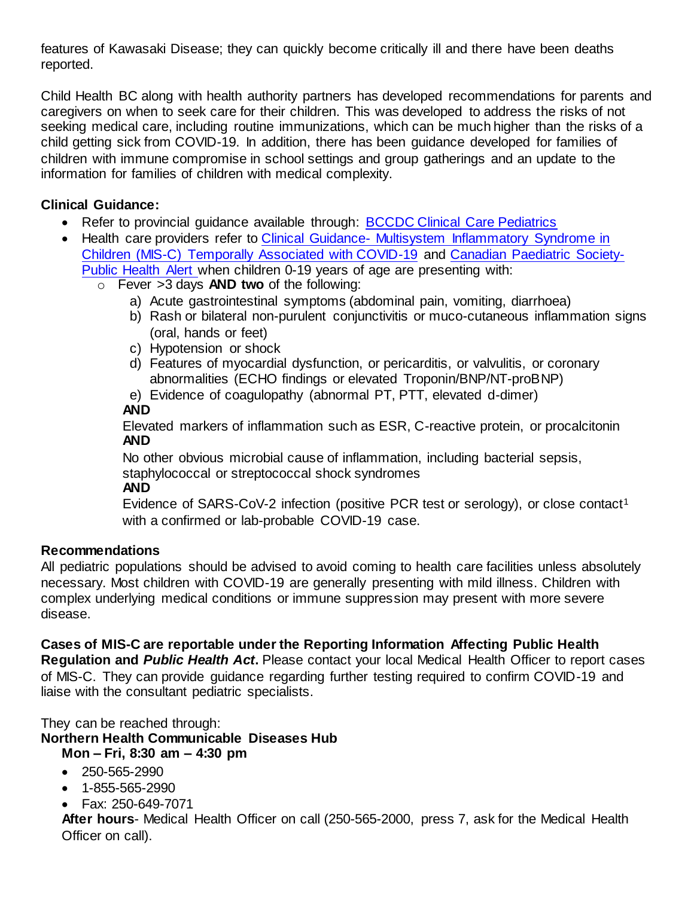features of Kawasaki Disease; they can quickly become critically ill and there have been deaths reported.

Child Health BC along with health authority partners has developed recommendations for parents and caregivers on when to seek care for their children. This was developed to address the risks of not seeking medical care, including routine immunizations, which can be much higher than the risks of a child getting sick from COVID-19. In addition, there has been guidance developed for families of children with immune compromise in school settings and group gatherings and an update to the information for families of children with medical complexity.

**Clinical Guidance:**

- Refer to provincial guidance available through: [BCCDC Clinical Care Pediatrics]
- Health care providers refer to [Clinical Guidance- Multisystem Inflammatory Syndrome in Children (MIS-C) Temporally Associated with COVID-19] and [Canadian Paediatric Society- Public Health Alert] when children 0-19 years of age are presenting with:
  - Fever >3 days **AND two** of the following:
    - a) Acute gastrointestinal symptoms (abdominal pain, vomiting, diarrhoea)
    - b) Rash or bilateral non-purulent conjunctivitis or muco-cutaneous inflammation signs (oral, hands or feet)
    - c) Hypotension or shock
    - d) Features of myocardial dysfunction, or pericarditis, or valvulitis, or coronary abnormalities (ECHO findings or elevated Troponin/BNP/NT-proBNP)
    - e) Evidence of coagulopathy (abnormal PT, PTT, elevated d-dimer)

    **AND**

    Elevated markers of inflammation such as ESR, C-reactive protein, or procalcitonin

    **AND**

    No other obvious microbial cause of inflammation, including bacterial sepsis, staphylococcal or streptococcal shock syndromes

    **AND**

    Evidence of SARS-CoV-2 infection (positive PCR test or serology), or close contact[1] with a confirmed or lab-probable COVID-19 case.

**Recommendations**

All pediatric populations should be advised to avoid coming to health care facilities unless absolutely necessary. Most children with COVID-19 are generally presenting with mild illness. Children with complex underlying medical conditions or immune suppression may present with more severe disease.

**Cases of MIS-C are reportable under the Reporting Information Affecting Public Health Regulation and *Public Health Act*.** Please contact your local Medical Health Officer to report cases of MIS-C. They can provide guidance regarding further testing required to confirm COVID-19 and liaise with the consultant pediatric specialists.

They can be reached through:

**Northern Health Communicable Diseases Hub**

**Mon – Fri, 8:30 am – 4:30 pm**

- 250-565-2990
- 1-855-565-2990
- Fax: 250-649-7071

**After hours**- Medical Health Officer on call (250-565-2000, press 7, ask for the Medical Health Officer on call).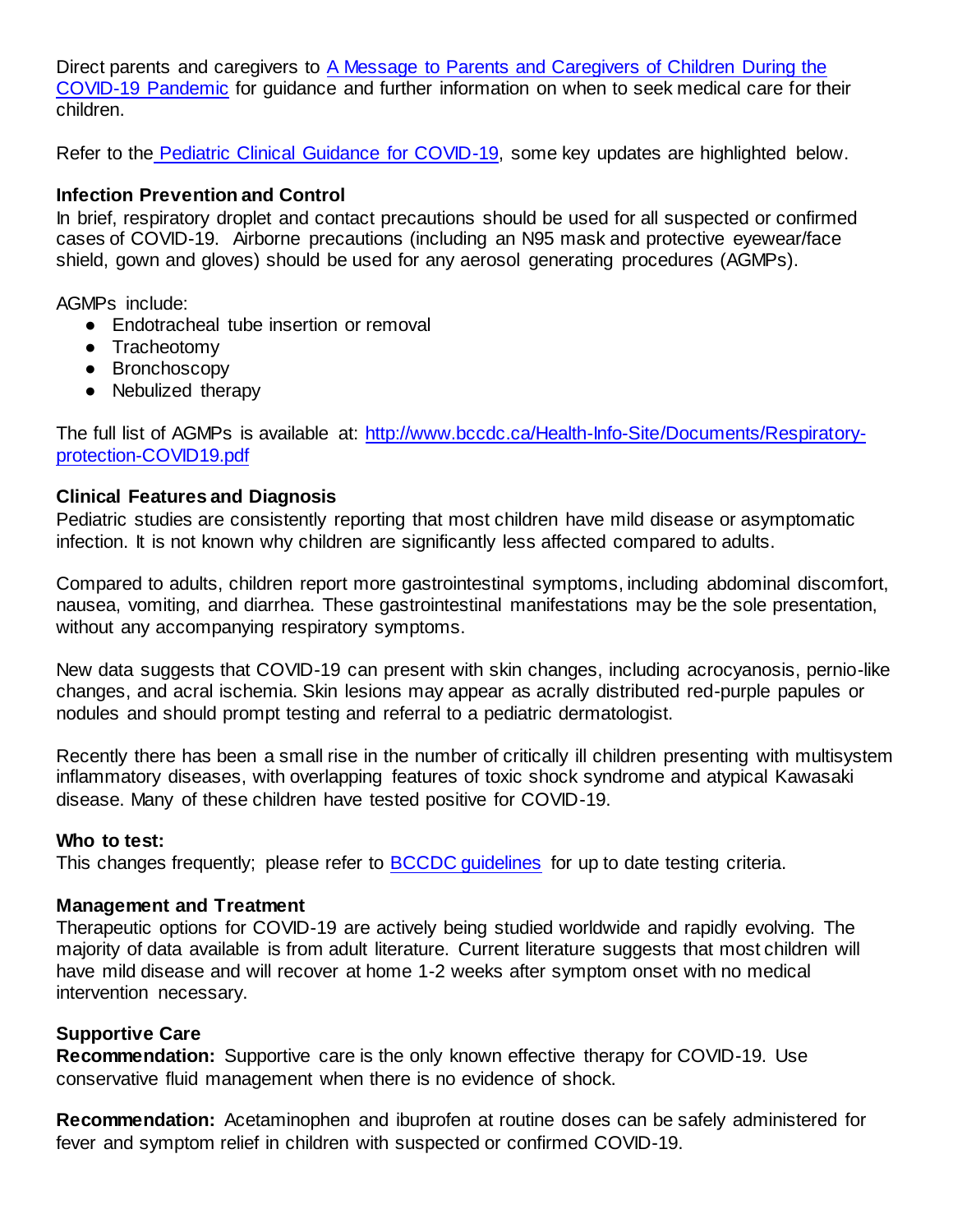Direct parents and caregivers to [A Message to Parents and Caregivers of Children During the COVID-19 Pandemic](#) for guidance and further information on when to seek medical care for their children.

Refer to the [Pediatric Clinical Guidance for COVID-19](#), some key updates are highlighted below.

**Infection Prevention and Control**

In brief, respiratory droplet and contact precautions should be used for all suspected or confirmed cases of COVID-19. Airborne precautions (including an N95 mask and protective eyewear/face shield, gown and gloves) should be used for any aerosol generating procedures (AGMPs).

AGMPs include:

- Endotracheal tube insertion or removal
- Tracheotomy
- Bronchoscopy
- Nebulized therapy

The full list of AGMPs is available at: http://www.bccdc.ca/Health-Info-Site/Documents/Respiratory-protection-COVID19.pdf

**Clinical Features and Diagnosis**

Pediatric studies are consistently reporting that most children have mild disease or asymptomatic infection. It is not known why children are significantly less affected compared to adults.

Compared to adults, children report more gastrointestinal symptoms, including abdominal discomfort, nausea, vomiting, and diarrhea. These gastrointestinal manifestations may be the sole presentation, without any accompanying respiratory symptoms.

New data suggests that COVID-19 can present with skin changes, including acrocyanosis, pernio-like changes, and acral ischemia. Skin lesions may appear as acrally distributed red-purple papules or nodules and should prompt testing and referral to a pediatric dermatologist.

Recently there has been a small rise in the number of critically ill children presenting with multisystem inflammatory diseases, with overlapping features of toxic shock syndrome and atypical Kawasaki disease. Many of these children have tested positive for COVID-19.

**Who to test:**

This changes frequently; please refer to [BCCDC guidelines](#) for up to date testing criteria.

**Management and Treatment**

Therapeutic options for COVID-19 are actively being studied worldwide and rapidly evolving. The majority of data available is from adult literature. Current literature suggests that most children will have mild disease and will recover at home 1-2 weeks after symptom onset with no medical intervention necessary.

**Supportive Care**

**Recommendation:** Supportive care is the only known effective therapy for COVID-19. Use conservative fluid management when there is no evidence of shock.

**Recommendation:** Acetaminophen and ibuprofen at routine doses can be safely administered for fever and symptom relief in children with suspected or confirmed COVID-19.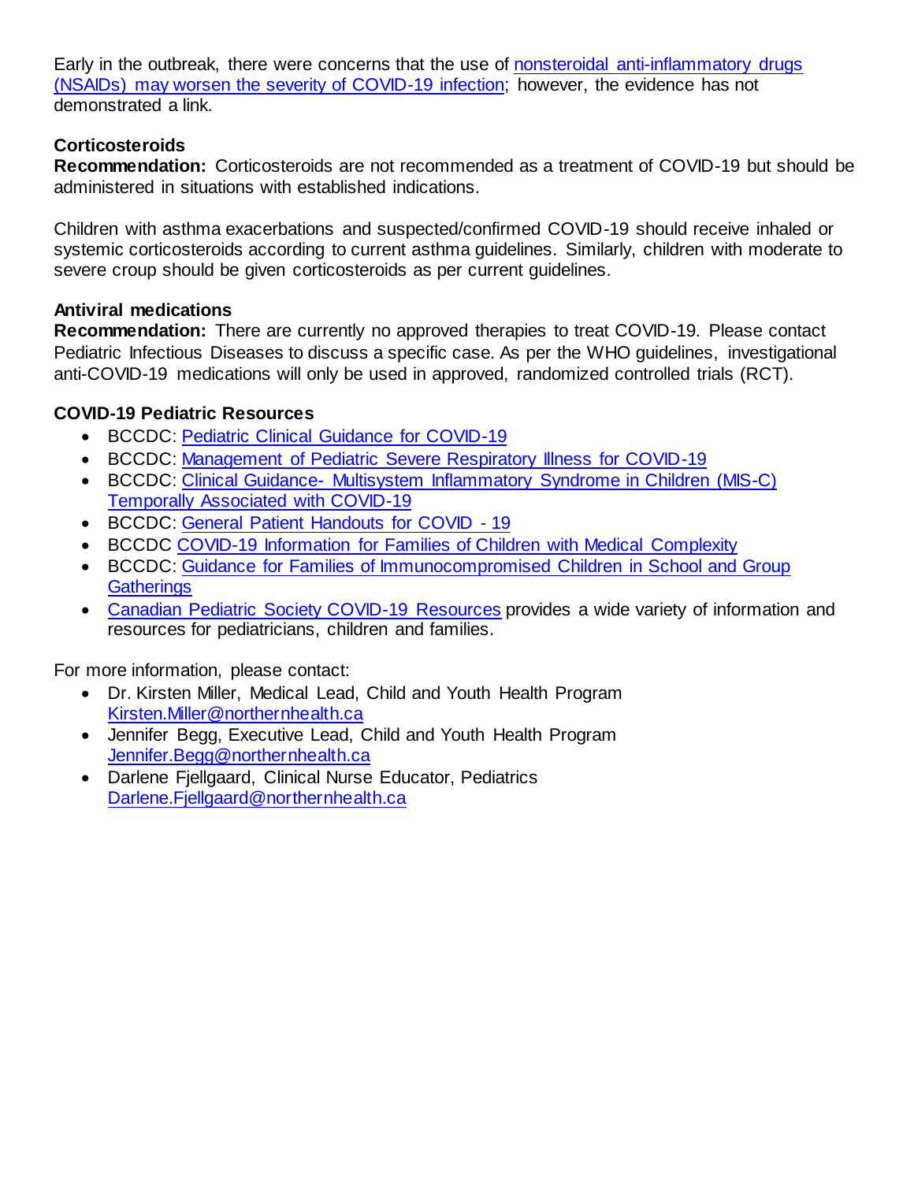Early in the outbreak, there were concerns that the use of nonsteroidal anti-inflammatory drugs (NSAIDs) may worsen the severity of COVID-19 infection; however, the evidence has not demonstrated a link.

**Corticosteroids**
**Recommendation:** Corticosteroids are not recommended as a treatment of COVID-19 but should be administered in situations with established indications.

Children with asthma exacerbations and suspected/confirmed COVID-19 should receive inhaled or systemic corticosteroids according to current asthma guidelines. Similarly, children with moderate to severe croup should be given corticosteroids as per current guidelines.

**Antiviral medications**
**Recommendation:** There are currently no approved therapies to treat COVID-19. Please contact Pediatric Infectious Diseases to discuss a specific case. As per the WHO guidelines, investigational anti-COVID-19 medications will only be used in approved, randomized controlled trials (RCT).

**COVID-19 Pediatric Resources**

- BCCDC: Pediatric Clinical Guidance for COVID-19
- BCCDC: Management of Pediatric Severe Respiratory Illness for COVID-19
- BCCDC: Clinical Guidance- Multisystem Inflammatory Syndrome in Children (MIS-C) Temporally Associated with COVID-19
- BCCDC: General Patient Handouts for COVID - 19
- BCCDC COVID-19 Information for Families of Children with Medical Complexity
- BCCDC: Guidance for Families of Immunocompromised Children in School and Group Gatherings
- Canadian Pediatric Society COVID-19 Resources provides a wide variety of information and resources for pediatricians, children and families.

For more information, please contact:

- Dr. Kirsten Miller, Medical Lead, Child and Youth Health Program
  Kirsten.Miller@northernhealth.ca
- Jennifer Begg, Executive Lead, Child and Youth Health Program
  Jennifer.Begg@northernhealth.ca
- Darlene Fjellgaard, Clinical Nurse Educator, Pediatrics
  Darlene.Fjellgaard@northernhealth.ca